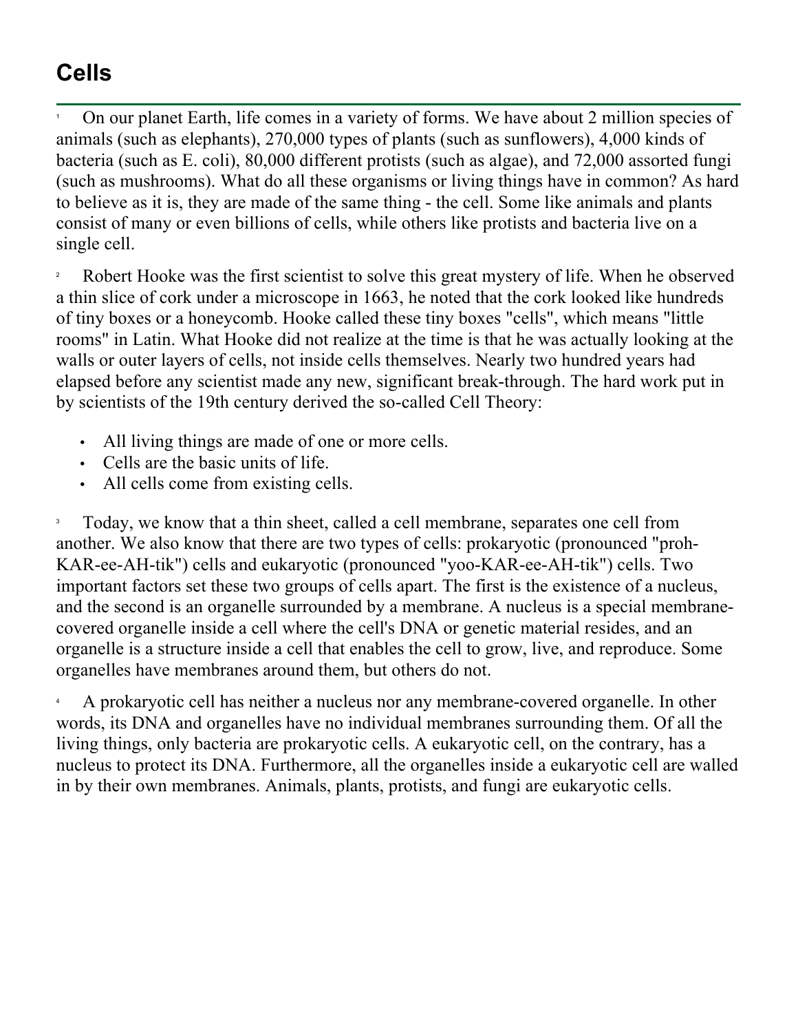# Cells

1 On our planet Earth, life comes in a variety of forms. We have about 2 million species of animals (such as elephants), 270,000 types of plants (such as sunflowers), 4,000 kinds of bacteria (such as E. coli), 80,000 different protists (such as algae), and 72,000 assorted fungi (such as mushrooms). What do all these organisms or living things have in common? As hard to believe as it is, they are made of the same thing - the cell. Some like animals and plants consist of many or even billions of cells, while others like protists and bacteria live on a single cell.

2 Robert Hooke was the first scientist to solve this great mystery of life. When he observed a thin slice of cork under a microscope in 1663, he noted that the cork looked like hundreds of tiny boxes or a honeycomb. Hooke called these tiny boxes "cells", which means "little rooms" in Latin. What Hooke did not realize at the time is that he was actually looking at the walls or outer layers of cells, not inside cells themselves. Nearly two hundred years had elapsed before any scientist made any new, significant break-through. The hard work put in by scientists of the 19th century derived the so-called Cell Theory:

- All living things are made of one or more cells.
- Cells are the basic units of life.
- All cells come from existing cells.

3 Today, we know that a thin sheet, called a cell membrane, separates one cell from another. We also know that there are two types of cells: prokaryotic (pronounced "proh-KAR-ee-AH-tik") cells and eukaryotic (pronounced "yoo-KAR-ee-AH-tik") cells. Two important factors set these two groups of cells apart. The first is the existence of a nucleus, and the second is an organelle surrounded by a membrane. A nucleus is a special membrane-covered organelle inside a cell where the cell's DNA or genetic material resides, and an organelle is a structure inside a cell that enables the cell to grow, live, and reproduce. Some organelles have membranes around them, but others do not.

4 A prokaryotic cell has neither a nucleus nor any membrane-covered organelle. In other words, its DNA and organelles have no individual membranes surrounding them. Of all the living things, only bacteria are prokaryotic cells. A eukaryotic cell, on the contrary, has a nucleus to protect its DNA. Furthermore, all the organelles inside a eukaryotic cell are walled in by their own membranes. Animals, plants, protists, and fungi are eukaryotic cells.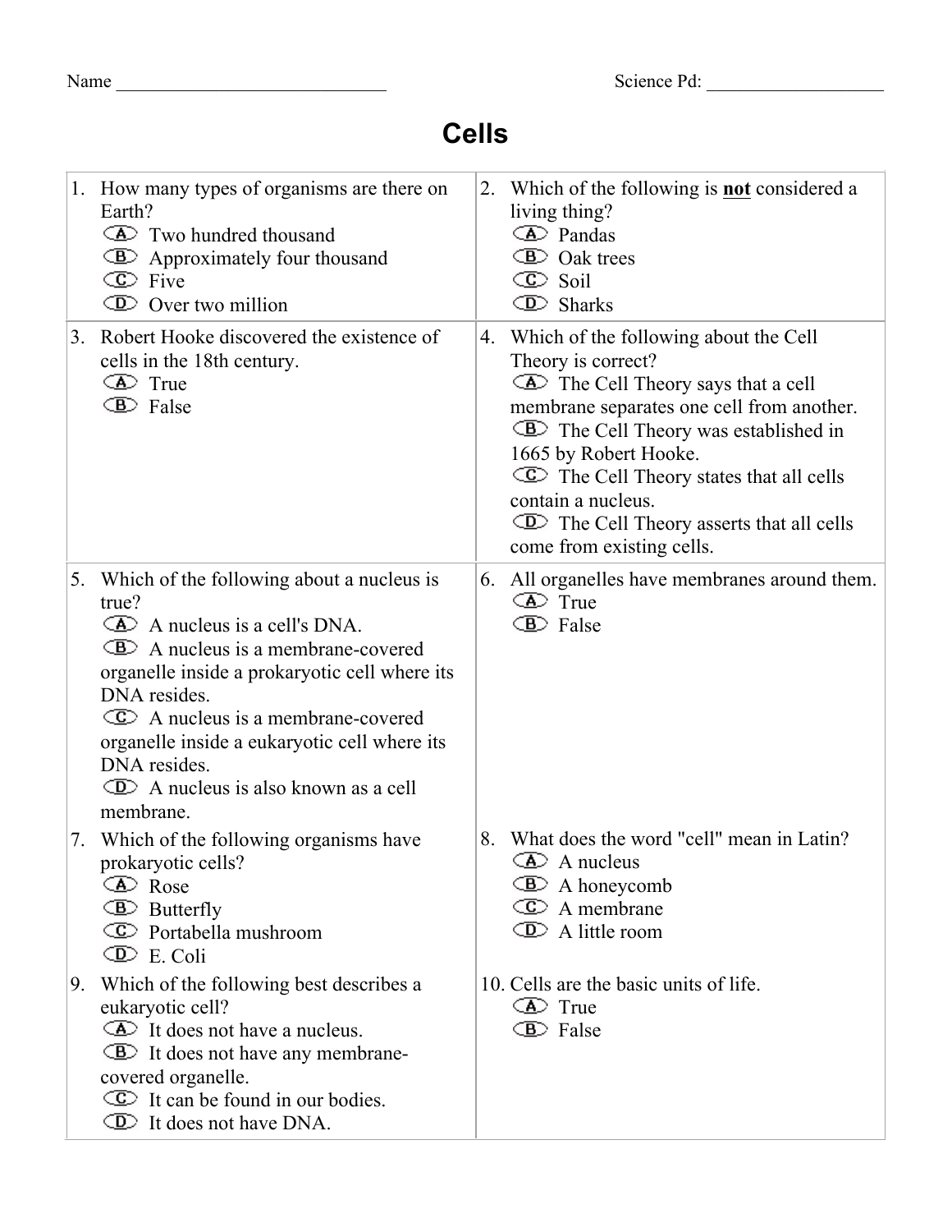Name ____________________________ Science Pd: __________________

# Cells

1. How many types of organisms are there on Earth?
   - (A) Two hundred thousand
   - (B) Approximately four thousand
   - (C) Five
   - (D) Over two million

2. Which of the following is **not** considered a living thing?
   - (A) Pandas
   - (B) Oak trees
   - (C) Soil
   - (D) Sharks

3. Robert Hooke discovered the existence of cells in the 18th century.
   - (A) True
   - (B) False

4. Which of the following about the Cell Theory is correct?
   - (A) The Cell Theory says that a cell membrane separates one cell from another.
   - (B) The Cell Theory was established in 1665 by Robert Hooke.
   - (C) The Cell Theory states that all cells contain a nucleus.
   - (D) The Cell Theory asserts that all cells come from existing cells.

5. Which of the following about a nucleus is true?
   - (A) A nucleus is a cell's DNA.
   - (B) A nucleus is a membrane-covered organelle inside a prokaryotic cell where its DNA resides.
   - (C) A nucleus is a membrane-covered organelle inside a eukaryotic cell where its DNA resides.
   - (D) A nucleus is also known as a cell membrane.

6. All organelles have membranes around them.
   - (A) True
   - (B) False

7. Which of the following organisms have prokaryotic cells?
   - (A) Rose
   - (B) Butterfly
   - (C) Portabella mushroom
   - (D) E. Coli

8. What does the word "cell" mean in Latin?
   - (A) A nucleus
   - (B) A honeycomb
   - (C) A membrane
   - (D) A little room

9. Which of the following best describes a eukaryotic cell?
   - (A) It does not have a nucleus.
   - (B) It does not have any membrane-covered organelle.
   - (C) It can be found in our bodies.
   - (D) It does not have DNA.

10. Cells are the basic units of life.
    - (A) True
    - (B) False